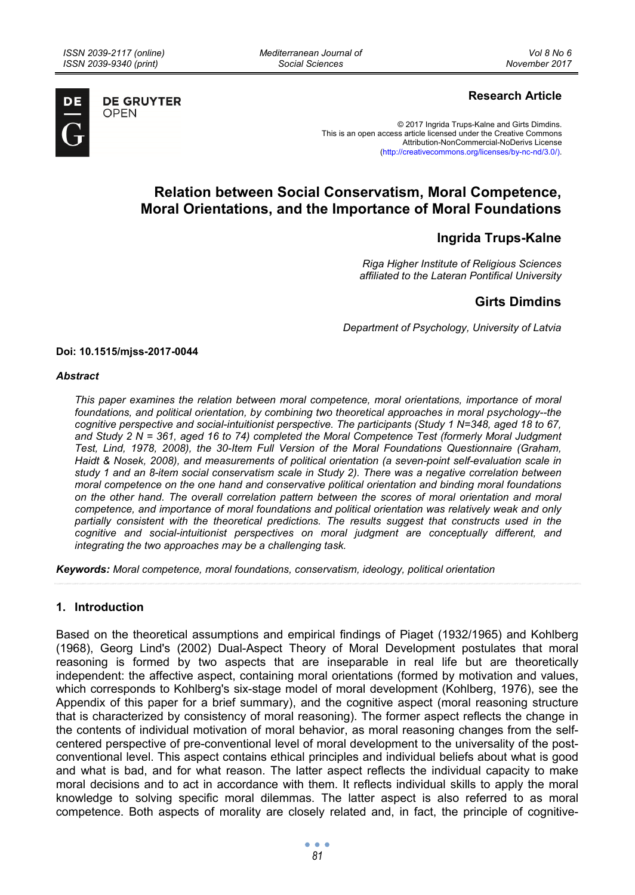**Research Article**

© 2017 Ingrida Trups-Kalne and Girts Dimdins.
This is an open access article licensed under the Creative Commons Attribution-NonCommercial-NoDerivs License (http://creativecommons.org/licenses/by-nc-nd/3.0/).

# Relation between Social Conservatism, Moral Competence, Moral Orientations, and the Importance of Moral Foundations

## Ingrida Trups-Kalne

*Riga Higher Institute of Religious Sciences affiliated to the Lateran Pontifical University*

## Girts Dimdins

*Department of Psychology, University of Latvia*

**Doi: 10.1515/mjss-2017-0044**

***Abstract***

*This paper examines the relation between moral competence, moral orientations, importance of moral foundations, and political orientation, by combining two theoretical approaches in moral psychology--the cognitive perspective and social-intuitionist perspective. The participants (Study 1 N=348, aged 18 to 67, and Study 2 N = 361, aged 16 to 74) completed the Moral Competence Test (formerly Moral Judgment Test, Lind, 1978, 2008), the 30-Item Full Version of the Moral Foundations Questionnaire (Graham, Haidt & Nosek, 2008), and measurements of political orientation (a seven-point self-evaluation scale in study 1 and an 8-item social conservatism scale in Study 2). There was a negative correlation between moral competence on the one hand and conservative political orientation and binding moral foundations on the other hand. The overall correlation pattern between the scores of moral orientation and moral competence, and importance of moral foundations and political orientation was relatively weak and only partially consistent with the theoretical predictions. The results suggest that constructs used in the cognitive and social-intuitionist perspectives on moral judgment are conceptually different, and integrating the two approaches may be a challenging task.*

***Keywords:*** *Moral competence, moral foundations, conservatism, ideology, political orientation*

## 1. Introduction

Based on the theoretical assumptions and empirical findings of Piaget (1932/1965) and Kohlberg (1968), Georg Lind's (2002) Dual-Aspect Theory of Moral Development postulates that moral reasoning is formed by two aspects that are inseparable in real life but are theoretically independent: the affective aspect, containing moral orientations (formed by motivation and values, which corresponds to Kohlberg's six-stage model of moral development (Kohlberg, 1976), see the Appendix of this paper for a brief summary), and the cognitive aspect (moral reasoning structure that is characterized by consistency of moral reasoning). The former aspect reflects the change in the contents of individual motivation of moral behavior, as moral reasoning changes from the self-centered perspective of pre-conventional level of moral development to the universality of the post-conventional level. This aspect contains ethical principles and individual beliefs about what is good and what is bad, and for what reason. The latter aspect reflects the individual capacity to make moral decisions and to act in accordance with them. It reflects individual skills to apply the moral knowledge to solving specific moral dilemmas. The latter aspect is also referred to as moral competence. Both aspects of morality are closely related and, in fact, the principle of cognitive-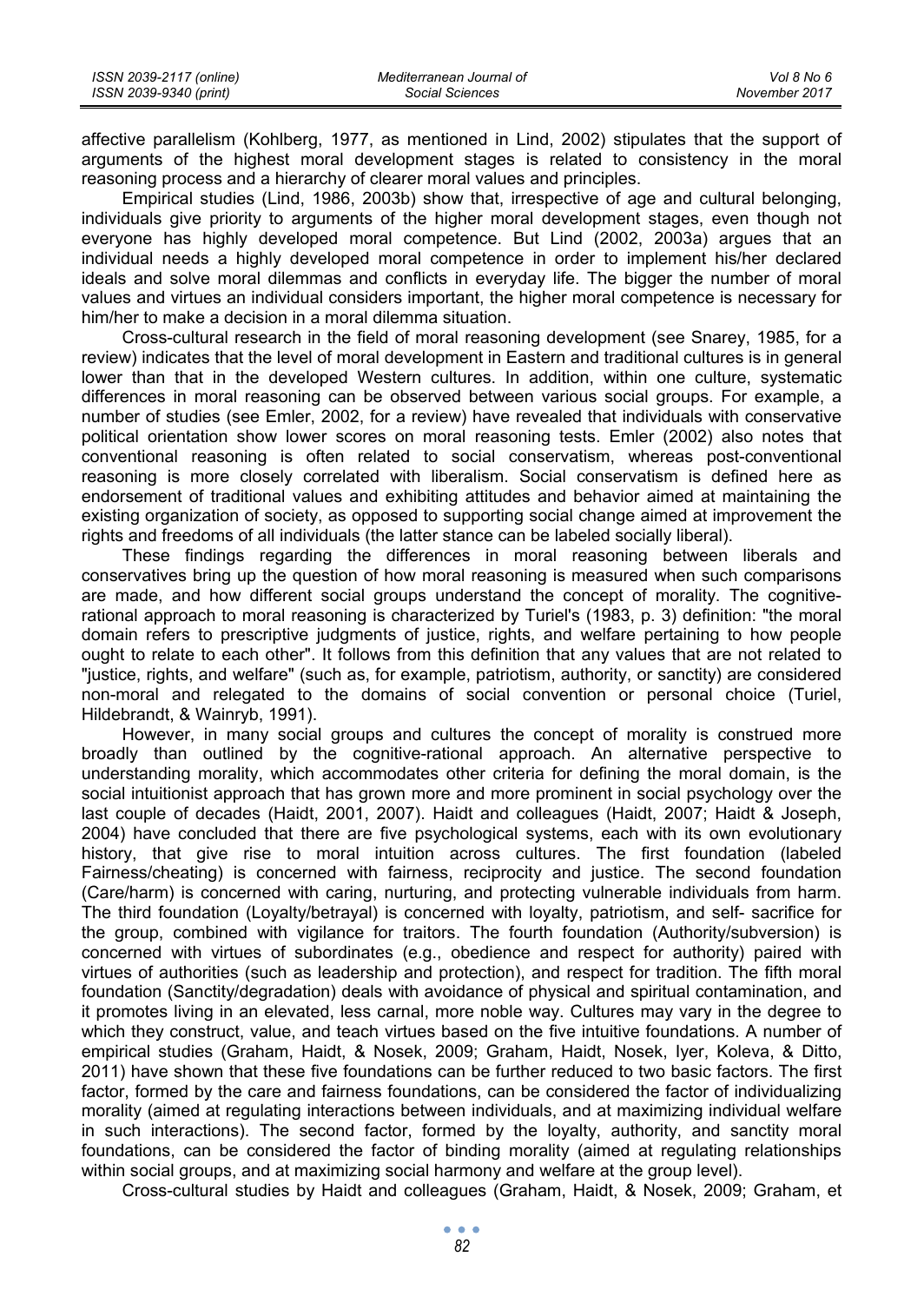affective parallelism (Kohlberg, 1977, as mentioned in Lind, 2002) stipulates that the support of arguments of the highest moral development stages is related to consistency in the moral reasoning process and a hierarchy of clearer moral values and principles.

Empirical studies (Lind, 1986, 2003b) show that, irrespective of age and cultural belonging, individuals give priority to arguments of the higher moral development stages, even though not everyone has highly developed moral competence. But Lind (2002, 2003a) argues that an individual needs a highly developed moral competence in order to implement his/her declared ideals and solve moral dilemmas and conflicts in everyday life. The bigger the number of moral values and virtues an individual considers important, the higher moral competence is necessary for him/her to make a decision in a moral dilemma situation.

Cross-cultural research in the field of moral reasoning development (see Snarey, 1985, for a review) indicates that the level of moral development in Eastern and traditional cultures is in general lower than that in the developed Western cultures. In addition, within one culture, systematic differences in moral reasoning can be observed between various social groups. For example, a number of studies (see Emler, 2002, for a review) have revealed that individuals with conservative political orientation show lower scores on moral reasoning tests. Emler (2002) also notes that conventional reasoning is often related to social conservatism, whereas post-conventional reasoning is more closely correlated with liberalism. Social conservatism is defined here as endorsement of traditional values and exhibiting attitudes and behavior aimed at maintaining the existing organization of society, as opposed to supporting social change aimed at improvement the rights and freedoms of all individuals (the latter stance can be labeled socially liberal).

These findings regarding the differences in moral reasoning between liberals and conservatives bring up the question of how moral reasoning is measured when such comparisons are made, and how different social groups understand the concept of morality. The cognitive-rational approach to moral reasoning is characterized by Turiel's (1983, p. 3) definition: "the moral domain refers to prescriptive judgments of justice, rights, and welfare pertaining to how people ought to relate to each other". It follows from this definition that any values that are not related to "justice, rights, and welfare" (such as, for example, patriotism, authority, or sanctity) are considered non-moral and relegated to the domains of social convention or personal choice (Turiel, Hildebrandt, & Wainryb, 1991).

However, in many social groups and cultures the concept of morality is construed more broadly than outlined by the cognitive-rational approach. An alternative perspective to understanding morality, which accommodates other criteria for defining the moral domain, is the social intuitionist approach that has grown more and more prominent in social psychology over the last couple of decades (Haidt, 2001, 2007). Haidt and colleagues (Haidt, 2007; Haidt & Joseph, 2004) have concluded that there are five psychological systems, each with its own evolutionary history, that give rise to moral intuition across cultures. The first foundation (labeled Fairness/cheating) is concerned with fairness, reciprocity and justice. The second foundation (Care/harm) is concerned with caring, nurturing, and protecting vulnerable individuals from harm. The third foundation (Loyalty/betrayal) is concerned with loyalty, patriotism, and self- sacrifice for the group, combined with vigilance for traitors. The fourth foundation (Authority/subversion) is concerned with virtues of subordinates (e.g., obedience and respect for authority) paired with virtues of authorities (such as leadership and protection), and respect for tradition. The fifth moral foundation (Sanctity/degradation) deals with avoidance of physical and spiritual contamination, and it promotes living in an elevated, less carnal, more noble way. Cultures may vary in the degree to which they construct, value, and teach virtues based on the five intuitive foundations. A number of empirical studies (Graham, Haidt, & Nosek, 2009; Graham, Haidt, Nosek, Iyer, Koleva, & Ditto, 2011) have shown that these five foundations can be further reduced to two basic factors. The first factor, formed by the care and fairness foundations, can be considered the factor of individualizing morality (aimed at regulating interactions between individuals, and at maximizing individual welfare in such interactions). The second factor, formed by the loyalty, authority, and sanctity moral foundations, can be considered the factor of binding morality (aimed at regulating relationships within social groups, and at maximizing social harmony and welfare at the group level).

Cross-cultural studies by Haidt and colleagues (Graham, Haidt, & Nosek, 2009; Graham, et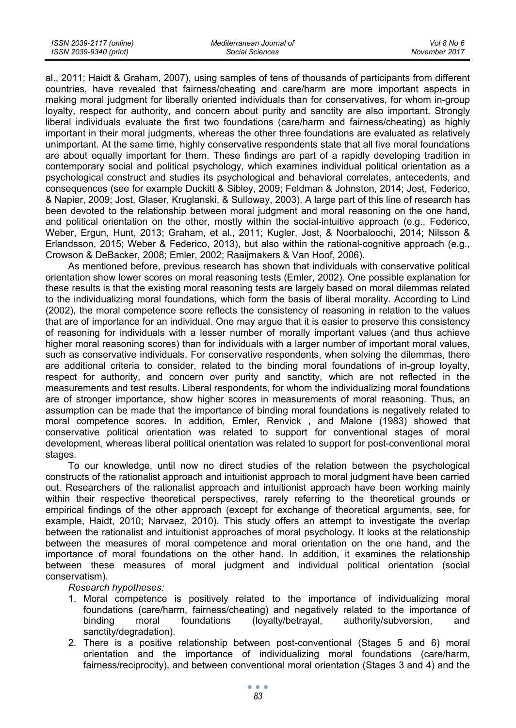al., 2011; Haidt & Graham, 2007), using samples of tens of thousands of participants from different countries, have revealed that fairness/cheating and care/harm are more important aspects in making moral judgment for liberally oriented individuals than for conservatives, for whom in-group loyalty, respect for authority, and concern about purity and sanctity are also important. Strongly liberal individuals evaluate the first two foundations (care/harm and fairness/cheating) as highly important in their moral judgments, whereas the other three foundations are evaluated as relatively unimportant. At the same time, highly conservative respondents state that all five moral foundations are about equally important for them. These findings are part of a rapidly developing tradition in contemporary social and political psychology, which examines individual political orientation as a psychological construct and studies its psychological and behavioral correlates, antecedents, and consequences (see for example Duckitt & Sibley, 2009; Feldman & Johnston, 2014; Jost, Federico, & Napier, 2009; Jost, Glaser, Kruglanski, & Sulloway, 2003). A large part of this line of research has been devoted to the relationship between moral judgment and moral reasoning on the one hand, and political orientation on the other, mostly within the social-intuitive approach (e.g., Federico, Weber, Ergun, Hunt, 2013; Graham, et al., 2011; Kugler, Jost, & Noorbaloochi, 2014; Nilsson & Erlandsson, 2015; Weber & Federico, 2013), but also within the rational-cognitive approach (e.g., Crowson & DeBacker, 2008; Emler, 2002; Raaijmakers & Van Hoof, 2006).

As mentioned before, previous research has shown that individuals with conservative political orientation show lower scores on moral reasoning tests (Emler, 2002). One possible explanation for these results is that the existing moral reasoning tests are largely based on moral dilemmas related to the individualizing moral foundations, which form the basis of liberal morality. According to Lind (2002), the moral competence score reflects the consistency of reasoning in relation to the values that are of importance for an individual. One may argue that it is easier to preserve this consistency of reasoning for individuals with a lesser number of morally important values (and thus achieve higher moral reasoning scores) than for individuals with a larger number of important moral values, such as conservative individuals. For conservative respondents, when solving the dilemmas, there are additional criteria to consider, related to the binding moral foundations of in-group loyalty, respect for authority, and concern over purity and sanctity, which are not reflected in the measurements and test results. Liberal respondents, for whom the individualizing moral foundations are of stronger importance, show higher scores in measurements of moral reasoning. Thus, an assumption can be made that the importance of binding moral foundations is negatively related to moral competence scores. In addition, Emler, Renvick , and Malone (1983) showed that conservative political orientation was related to support for conventional stages of moral development, whereas liberal political orientation was related to support for post-conventional moral stages.

To our knowledge, until now no direct studies of the relation between the psychological constructs of the rationalist approach and intuitionist approach to moral judgment have been carried out. Researchers of the rationalist approach and intuitionist approach have been working mainly within their respective theoretical perspectives, rarely referring to the theoretical grounds or empirical findings of the other approach (except for exchange of theoretical arguments, see, for example, Haidt, 2010; Narvaez, 2010). This study offers an attempt to investigate the overlap between the rationalist and intuitionist approaches of moral psychology. It looks at the relationship between the measures of moral competence and moral orientation on the one hand, and the importance of moral foundations on the other hand. In addition, it examines the relationship between these measures of moral judgment and individual political orientation (social conservatism).

*Research hypotheses:*

1. Moral competence is positively related to the importance of individualizing moral foundations (care/harm, fairness/cheating) and negatively related to the importance of binding moral foundations (loyalty/betrayal, authority/subversion, and sanctity/degradation).
2. There is a positive relationship between post-conventional (Stages 5 and 6) moral orientation and the importance of individualizing moral foundations (care/harm, fairness/reciprocity), and between conventional moral orientation (Stages 3 and 4) and the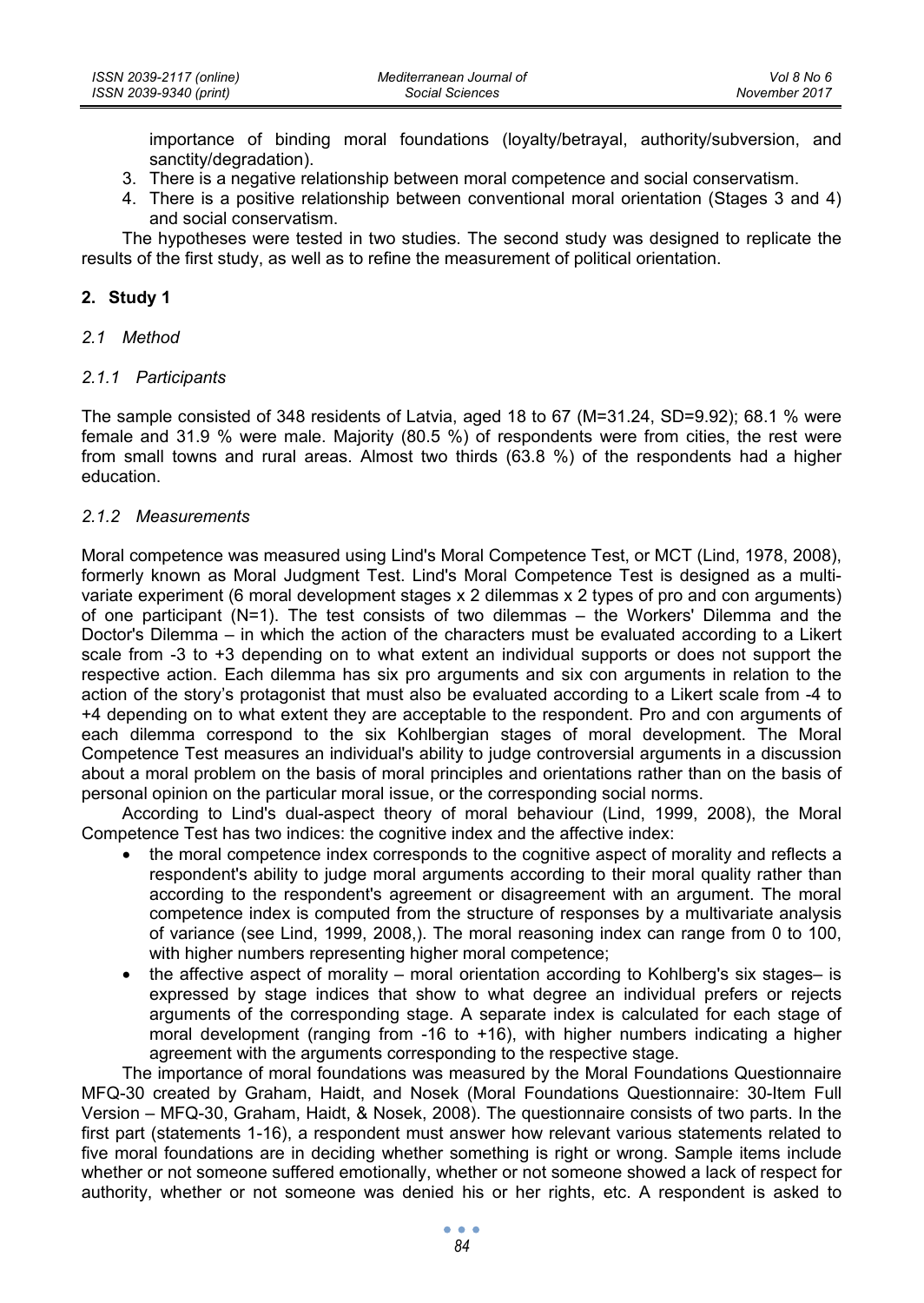importance of binding moral foundations (loyalty/betrayal, authority/subversion, and sanctity/degradation).

3. There is a negative relationship between moral competence and social conservatism.
4. There is a positive relationship between conventional moral orientation (Stages 3 and 4) and social conservatism.

The hypotheses were tested in two studies. The second study was designed to replicate the results of the first study, as well as to refine the measurement of political orientation.

## 2. Study 1

### *2.1 Method*

#### *2.1.1 Participants*

The sample consisted of 348 residents of Latvia, aged 18 to 67 (M=31.24, SD=9.92); 68.1 % were female and 31.9 % were male. Majority (80.5 %) of respondents were from cities, the rest were from small towns and rural areas. Almost two thirds (63.8 %) of the respondents had a higher education.

#### *2.1.2 Measurements*

Moral competence was measured using Lind's Moral Competence Test, or MCT (Lind, 1978, 2008), formerly known as Moral Judgment Test. Lind's Moral Competence Test is designed as a multivariate experiment (6 moral development stages x 2 dilemmas x 2 types of pro and con arguments) of one participant (N=1). The test consists of two dilemmas – the Workers' Dilemma and the Doctor's Dilemma – in which the action of the characters must be evaluated according to a Likert scale from -3 to +3 depending on to what extent an individual supports or does not support the respective action. Each dilemma has six pro arguments and six con arguments in relation to the action of the story's protagonist that must also be evaluated according to a Likert scale from -4 to +4 depending on to what extent they are acceptable to the respondent. Pro and con arguments of each dilemma correspond to the six Kohlbergian stages of moral development. The Moral Competence Test measures an individual's ability to judge controversial arguments in a discussion about a moral problem on the basis of moral principles and orientations rather than on the basis of personal opinion on the particular moral issue, or the corresponding social norms.

According to Lind's dual-aspect theory of moral behaviour (Lind, 1999, 2008), the Moral Competence Test has two indices: the cognitive index and the affective index:

- the moral competence index corresponds to the cognitive aspect of morality and reflects a respondent's ability to judge moral arguments according to their moral quality rather than according to the respondent's agreement or disagreement with an argument. The moral competence index is computed from the structure of responses by a multivariate analysis of variance (see Lind, 1999, 2008,). The moral reasoning index can range from 0 to 100, with higher numbers representing higher moral competence;
- the affective aspect of morality – moral orientation according to Kohlberg's six stages– is expressed by stage indices that show to what degree an individual prefers or rejects arguments of the corresponding stage. A separate index is calculated for each stage of moral development (ranging from -16 to +16), with higher numbers indicating a higher agreement with the arguments corresponding to the respective stage.

The importance of moral foundations was measured by the Moral Foundations Questionnaire MFQ-30 created by Graham, Haidt, and Nosek (Moral Foundations Questionnaire: 30-Item Full Version – MFQ-30, Graham, Haidt, & Nosek, 2008). The questionnaire consists of two parts. In the first part (statements 1-16), a respondent must answer how relevant various statements related to five moral foundations are in deciding whether something is right or wrong. Sample items include whether or not someone suffered emotionally, whether or not someone showed a lack of respect for authority, whether or not someone was denied his or her rights, etc. A respondent is asked to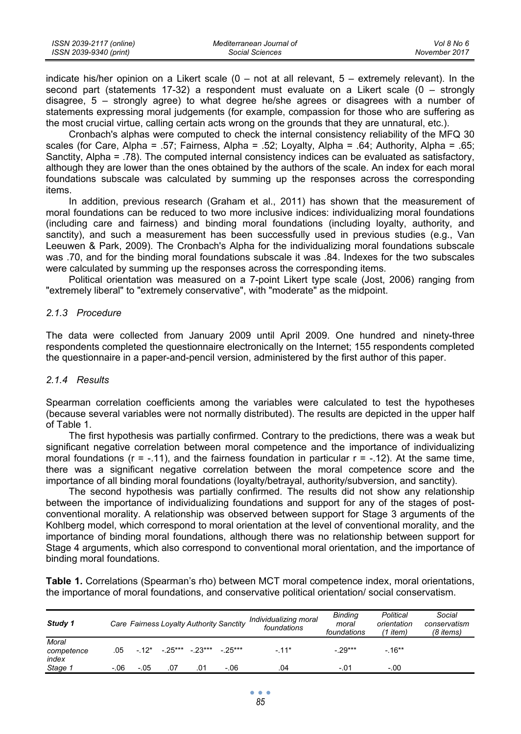indicate his/her opinion on a Likert scale (0 – not at all relevant, 5 – extremely relevant). In the second part (statements 17-32) a respondent must evaluate on a Likert scale (0 – strongly disagree, 5 – strongly agree) to what degree he/she agrees or disagrees with a number of statements expressing moral judgements (for example, compassion for those who are suffering as the most crucial virtue, calling certain acts wrong on the grounds that they are unnatural, etc.).

Cronbach's alphas were computed to check the internal consistency reliability of the MFQ 30 scales (for Care, Alpha = .57; Fairness, Alpha = .52; Loyalty, Alpha = .64; Authority, Alpha = .65; Sanctity, Alpha = .78). The computed internal consistency indices can be evaluated as satisfactory, although they are lower than the ones obtained by the authors of the scale. An index for each moral foundations subscale was calculated by summing up the responses across the corresponding items.

In addition, previous research (Graham et al., 2011) has shown that the measurement of moral foundations can be reduced to two more inclusive indices: individualizing moral foundations (including care and fairness) and binding moral foundations (including loyalty, authority, and sanctity), and such a measurement has been successfully used in previous studies (e.g., Van Leeuwen & Park, 2009). The Cronbach's Alpha for the individualizing moral foundations subscale was .70, and for the binding moral foundations subscale it was .84. Indexes for the two subscales were calculated by summing up the responses across the corresponding items.

Political orientation was measured on a 7-point Likert type scale (Jost, 2006) ranging from "extremely liberal" to "extremely conservative", with "moderate" as the midpoint.

### *2.1.3 Procedure*

The data were collected from January 2009 until April 2009. One hundred and ninety-three respondents completed the questionnaire electronically on the Internet; 155 respondents completed the questionnaire in a paper-and-pencil version, administered by the first author of this paper.

### *2.1.4 Results*

Spearman correlation coefficients among the variables were calculated to test the hypotheses (because several variables were not normally distributed). The results are depicted in the upper half of Table 1.

The first hypothesis was partially confirmed. Contrary to the predictions, there was a weak but significant negative correlation between moral competence and the importance of individualizing moral foundations ($r = -.11$), and the fairness foundation in particular $r = -.12$). At the same time, there was a significant negative correlation between the moral competence score and the importance of all binding moral foundations (loyalty/betrayal, authority/subversion, and sanctity).

The second hypothesis was partially confirmed. The results did not show any relationship between the importance of individualizing foundations and support for any of the stages of post-conventional morality. A relationship was observed between support for Stage 3 arguments of the Kohlberg model, which correspond to moral orientation at the level of conventional morality, and the importance of binding moral foundations, although there was no relationship between support for Stage 4 arguments, which also correspond to conventional moral orientation, and the importance of binding moral foundations.

**Table 1.** Correlations (Spearman's rho) between MCT moral competence index, moral orientations, the importance of moral foundations, and conservative political orientation/ social conservatism.

| *Study 1* | *Care* | *Fairness* | *Loyalty* | *Authority* | *Sanctity* | *Individualizing moral foundations* | *Binding moral foundations* | *Political orientation (1 item)* | *Social conservatism (8 items)* |
|---|---|---|---|---|---|---|---|---|---|
| *Moral competence index* | .05 | -.12* | -.25*** | -.23*** | -.25*** | -.11* | -.29*** | -.16** | |
| *Stage 1* | -.06 | -.05 | .07 | .01 | -.06 | .04 | -.01 | -.00 | |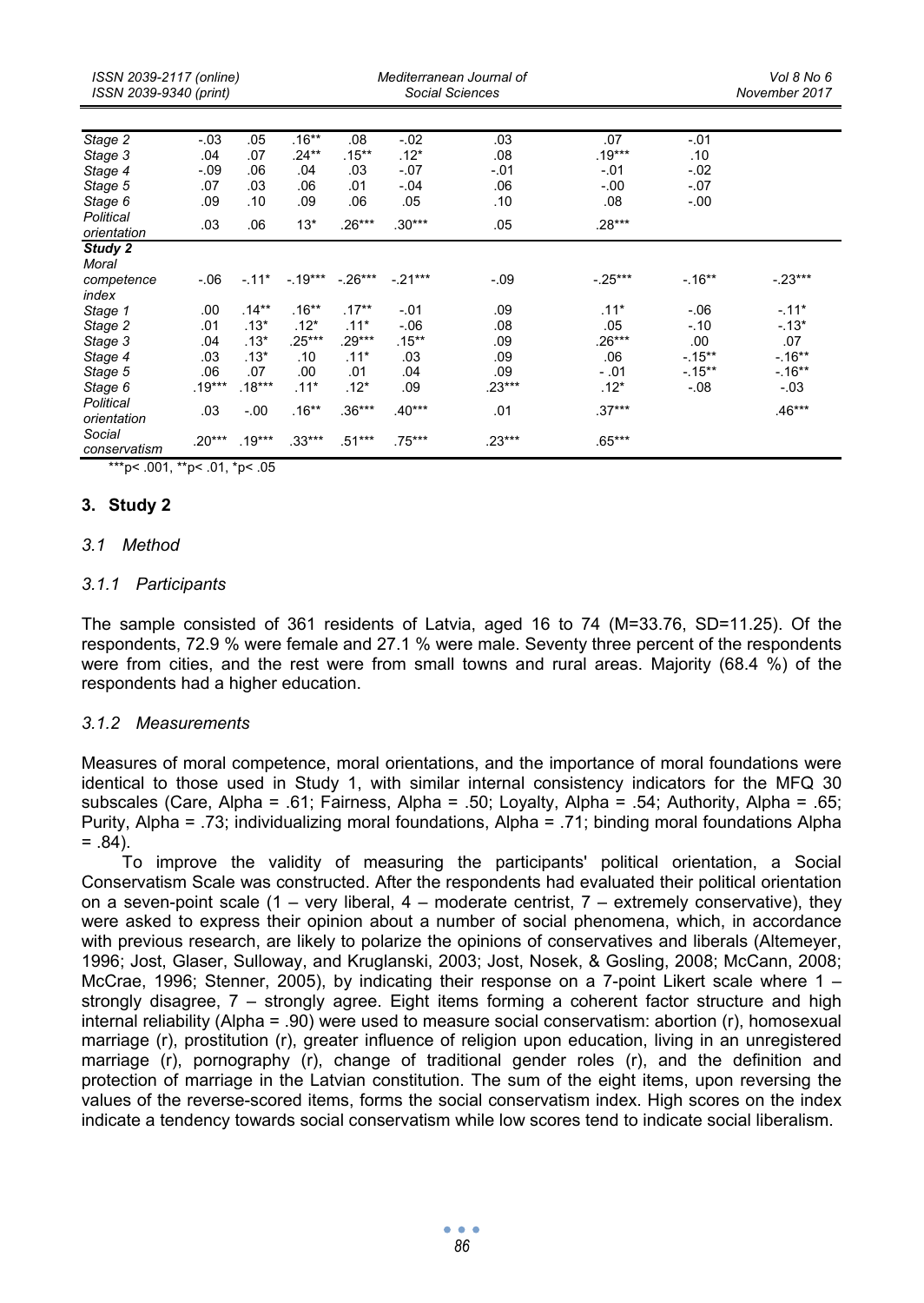| | | | | | | | | | |
|---|---|---|---|---|---|---|---|---|---|
| *Stage 2* | -.03 | .05 | .16** | .08 | -.02 | .03 | .07 | -.01 | |
| *Stage 3* | .04 | .07 | .24** | .15** | .12* | .08 | .19*** | .10 | |
| *Stage 4* | -.09 | .06 | .04 | .03 | -.07 | -.01 | -.01 | -.02 | |
| *Stage 5* | .07 | .03 | .06 | .01 | -.04 | .06 | -.00 | -.07 | |
| *Stage 6* | .09 | .10 | .09 | .06 | .05 | .10 | .08 | -.00 | |
| *Political orientation* | .03 | .06 | 13* | .26*** | .30*** | .05 | .28*** | | |
| ***Study 2*** | | | | | | | | | |
| *Moral competence index* | -.06 | -.11* | -.19*** | -.26*** | -.21*** | -.09 | -.25*** | -.16** | -.23*** |
| *Stage 1* | .00 | .14** | .16** | .17** | -.01 | .09 | .11* | -.06 | -.11* |
| *Stage 2* | .01 | .13* | .12* | .11* | -.06 | .08 | .05 | -.10 | -.13* |
| *Stage 3* | .04 | .13* | .25*** | .29*** | .15** | .09 | .26*** | .00 | .07 |
| *Stage 4* | .03 | .13* | .10 | .11* | .03 | .09 | .06 | -.15** | -.16** |
| *Stage 5* | .06 | .07 | .00 | .01 | .04 | .09 | - .01 | -.15** | -.16** |
| *Stage 6* | .19*** | .18*** | .11* | .12* | .09 | .23*** | .12* | -.08 | -.03 |
| *Political orientation* | .03 | -.00 | .16** | .36*** | .40*** | .01 | .37*** | | .46*** |
| *Social conservatism* | .20*** | .19*** | .33*** | .51*** | .75*** | .23*** | .65*** | | |

***p< .001, **p< .01, *p< .05

## 3. Study 2

### *3.1 Method*

#### *3.1.1 Participants*

The sample consisted of 361 residents of Latvia, aged 16 to 74 (M=33.76, SD=11.25). Of the respondents, 72.9 % were female and 27.1 % were male. Seventy three percent of the respondents were from cities, and the rest were from small towns and rural areas. Majority (68.4 %) of the respondents had a higher education.

#### *3.1.2 Measurements*

Measures of moral competence, moral orientations, and the importance of moral foundations were identical to those used in Study 1, with similar internal consistency indicators for the MFQ 30 subscales (Care, Alpha = .61; Fairness, Alpha = .50; Loyalty, Alpha = .54; Authority, Alpha = .65; Purity, Alpha = .73; individualizing moral foundations, Alpha = .71; binding moral foundations Alpha = .84).

To improve the validity of measuring the participants' political orientation, a Social Conservatism Scale was constructed. After the respondents had evaluated their political orientation on a seven-point scale (1 – very liberal, 4 – moderate centrist, 7 – extremely conservative), they were asked to express their opinion about a number of social phenomena, which, in accordance with previous research, are likely to polarize the opinions of conservatives and liberals (Altemeyer, 1996; Jost, Glaser, Sulloway, and Kruglanski, 2003; Jost, Nosek, & Gosling, 2008; McCann, 2008; McCrae, 1996; Stenner, 2005), by indicating their response on a 7-point Likert scale where 1 – strongly disagree, 7 – strongly agree. Eight items forming a coherent factor structure and high internal reliability (Alpha = .90) were used to measure social conservatism: abortion (r), homosexual marriage (r), prostitution (r), greater influence of religion upon education, living in an unregistered marriage (r), pornography (r), change of traditional gender roles (r), and the definition and protection of marriage in the Latvian constitution. The sum of the eight items, upon reversing the values of the reverse-scored items, forms the social conservatism index. High scores on the index indicate a tendency towards social conservatism while low scores tend to indicate social liberalism.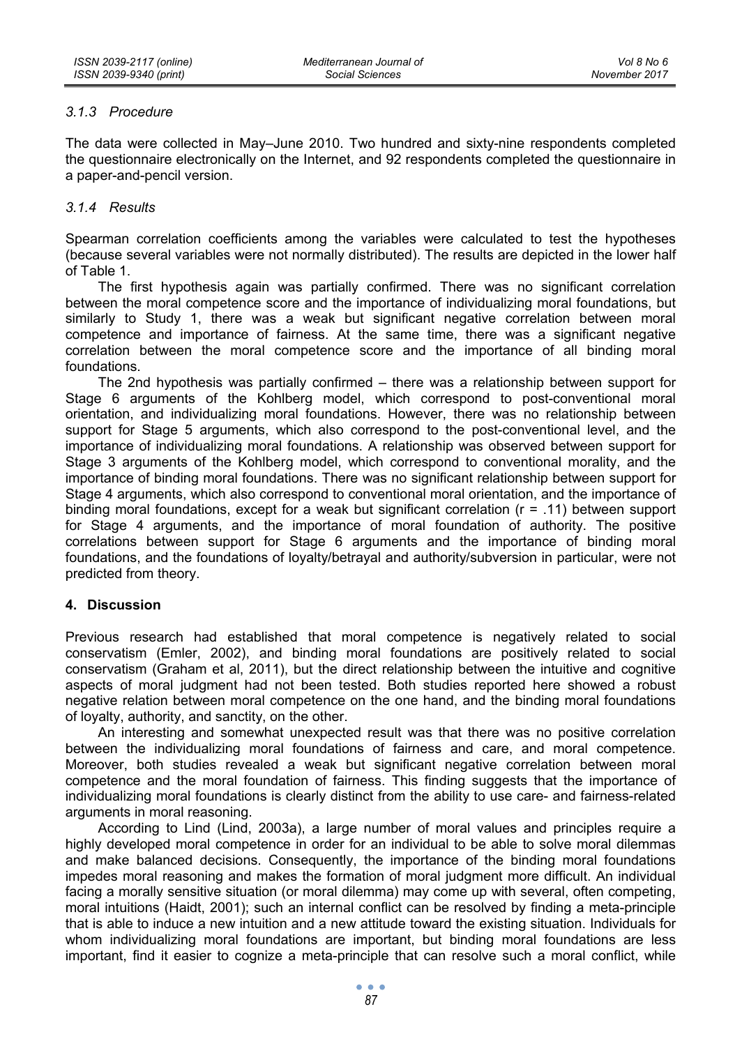### 3.1.3 Procedure

The data were collected in May–June 2010. Two hundred and sixty-nine respondents completed the questionnaire electronically on the Internet, and 92 respondents completed the questionnaire in a paper-and-pencil version.

### 3.1.4 Results

Spearman correlation coefficients among the variables were calculated to test the hypotheses (because several variables were not normally distributed). The results are depicted in the lower half of Table 1.

The first hypothesis again was partially confirmed. There was no significant correlation between the moral competence score and the importance of individualizing moral foundations, but similarly to Study 1, there was a weak but significant negative correlation between moral competence and importance of fairness. At the same time, there was a significant negative correlation between the moral competence score and the importance of all binding moral foundations.

The 2nd hypothesis was partially confirmed – there was a relationship between support for Stage 6 arguments of the Kohlberg model, which correspond to post-conventional moral orientation, and individualizing moral foundations. However, there was no relationship between support for Stage 5 arguments, which also correspond to the post-conventional level, and the importance of individualizing moral foundations. A relationship was observed between support for Stage 3 arguments of the Kohlberg model, which correspond to conventional morality, and the importance of binding moral foundations. There was no significant relationship between support for Stage 4 arguments, which also correspond to conventional moral orientation, and the importance of binding moral foundations, except for a weak but significant correlation ($r = .11$) between support for Stage 4 arguments, and the importance of moral foundation of authority. The positive correlations between support for Stage 6 arguments and the importance of binding moral foundations, and the foundations of loyalty/betrayal and authority/subversion in particular, were not predicted from theory.

## 4. Discussion

Previous research had established that moral competence is negatively related to social conservatism (Emler, 2002), and binding moral foundations are positively related to social conservatism (Graham et al, 2011), but the direct relationship between the intuitive and cognitive aspects of moral judgment had not been tested. Both studies reported here showed a robust negative relation between moral competence on the one hand, and the binding moral foundations of loyalty, authority, and sanctity, on the other.

An interesting and somewhat unexpected result was that there was no positive correlation between the individualizing moral foundations of fairness and care, and moral competence. Moreover, both studies revealed a weak but significant negative correlation between moral competence and the moral foundation of fairness. This finding suggests that the importance of individualizing moral foundations is clearly distinct from the ability to use care- and fairness-related arguments in moral reasoning.

According to Lind (Lind, 2003a), a large number of moral values and principles require a highly developed moral competence in order for an individual to be able to solve moral dilemmas and make balanced decisions. Consequently, the importance of the binding moral foundations impedes moral reasoning and makes the formation of moral judgment more difficult. An individual facing a morally sensitive situation (or moral dilemma) may come up with several, often competing, moral intuitions (Haidt, 2001); such an internal conflict can be resolved by finding a meta-principle that is able to induce a new intuition and a new attitude toward the existing situation. Individuals for whom individualizing moral foundations are important, but binding moral foundations are less important, find it easier to cognize a meta-principle that can resolve such a moral conflict, while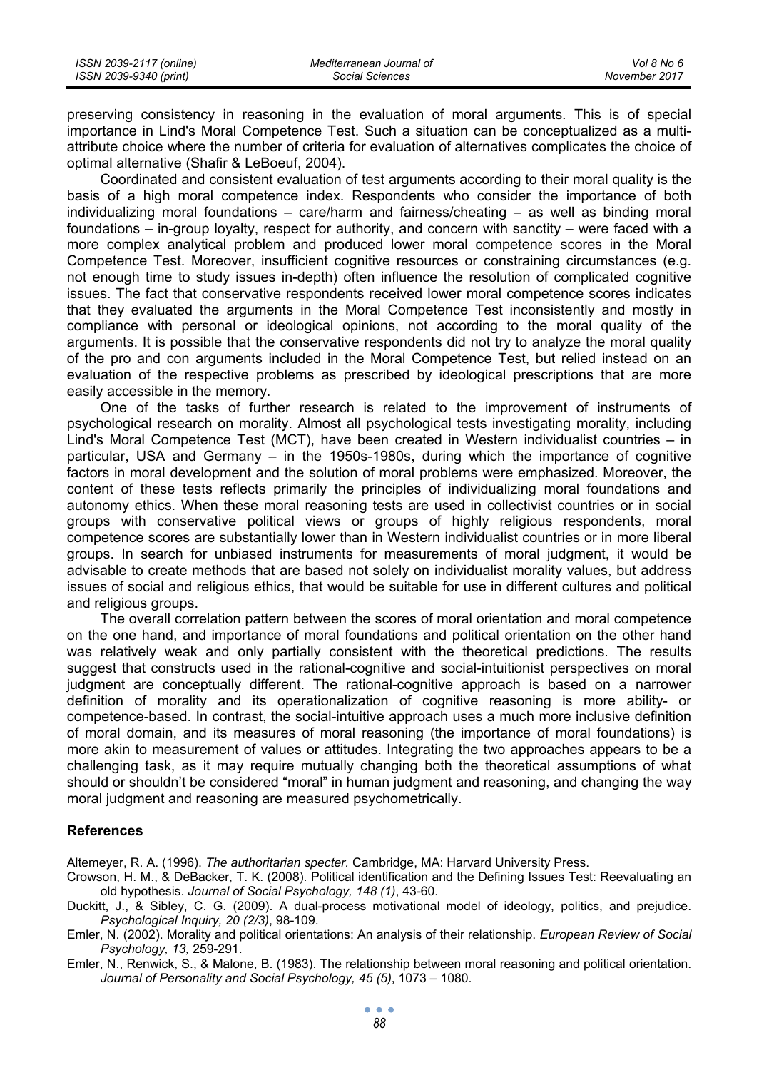preserving consistency in reasoning in the evaluation of moral arguments. This is of special importance in Lind's Moral Competence Test. Such a situation can be conceptualized as a multi-attribute choice where the number of criteria for evaluation of alternatives complicates the choice of optimal alternative (Shafir & LeBoeuf, 2004).

Coordinated and consistent evaluation of test arguments according to their moral quality is the basis of a high moral competence index. Respondents who consider the importance of both individualizing moral foundations – care/harm and fairness/cheating – as well as binding moral foundations – in-group loyalty, respect for authority, and concern with sanctity – were faced with a more complex analytical problem and produced lower moral competence scores in the Moral Competence Test. Moreover, insufficient cognitive resources or constraining circumstances (e.g. not enough time to study issues in-depth) often influence the resolution of complicated cognitive issues. The fact that conservative respondents received lower moral competence scores indicates that they evaluated the arguments in the Moral Competence Test inconsistently and mostly in compliance with personal or ideological opinions, not according to the moral quality of the arguments. It is possible that the conservative respondents did not try to analyze the moral quality of the pro and con arguments included in the Moral Competence Test, but relied instead on an evaluation of the respective problems as prescribed by ideological prescriptions that are more easily accessible in the memory.

One of the tasks of further research is related to the improvement of instruments of psychological research on morality. Almost all psychological tests investigating morality, including Lind's Moral Competence Test (MCT), have been created in Western individualist countries – in particular, USA and Germany – in the 1950s-1980s, during which the importance of cognitive factors in moral development and the solution of moral problems were emphasized. Moreover, the content of these tests reflects primarily the principles of individualizing moral foundations and autonomy ethics. When these moral reasoning tests are used in collectivist countries or in social groups with conservative political views or groups of highly religious respondents, moral competence scores are substantially lower than in Western individualist countries or in more liberal groups. In search for unbiased instruments for measurements of moral judgment, it would be advisable to create methods that are based not solely on individualist morality values, but address issues of social and religious ethics, that would be suitable for use in different cultures and political and religious groups.

The overall correlation pattern between the scores of moral orientation and moral competence on the one hand, and importance of moral foundations and political orientation on the other hand was relatively weak and only partially consistent with the theoretical predictions. The results suggest that constructs used in the rational-cognitive and social-intuitionist perspectives on moral judgment are conceptually different. The rational-cognitive approach is based on a narrower definition of morality and its operationalization of cognitive reasoning is more ability- or competence-based. In contrast, the social-intuitive approach uses a much more inclusive definition of moral domain, and its measures of moral reasoning (the importance of moral foundations) is more akin to measurement of values or attitudes. Integrating the two approaches appears to be a challenging task, as it may require mutually changing both the theoretical assumptions of what should or shouldn't be considered "moral" in human judgment and reasoning, and changing the way moral judgment and reasoning are measured psychometrically.

## References

Altemeyer, R. A. (1996). *The authoritarian specter.* Cambridge, MA: Harvard University Press.

Crowson, H. M., & DeBacker, T. K. (2008). Political identification and the Defining Issues Test: Reevaluating an old hypothesis. *Journal of Social Psychology, 148 (1)*, 43-60.

Duckitt, J., & Sibley, C. G. (2009). A dual-process motivational model of ideology, politics, and prejudice. *Psychological Inquiry, 20 (2/3)*, 98-109.

Emler, N. (2002). Morality and political orientations: An analysis of their relationship. *European Review of Social Psychology, 13,* 259-291.

Emler, N., Renwick, S., & Malone, B. (1983). The relationship between moral reasoning and political orientation. *Journal of Personality and Social Psychology, 45 (5)*, 1073 – 1080.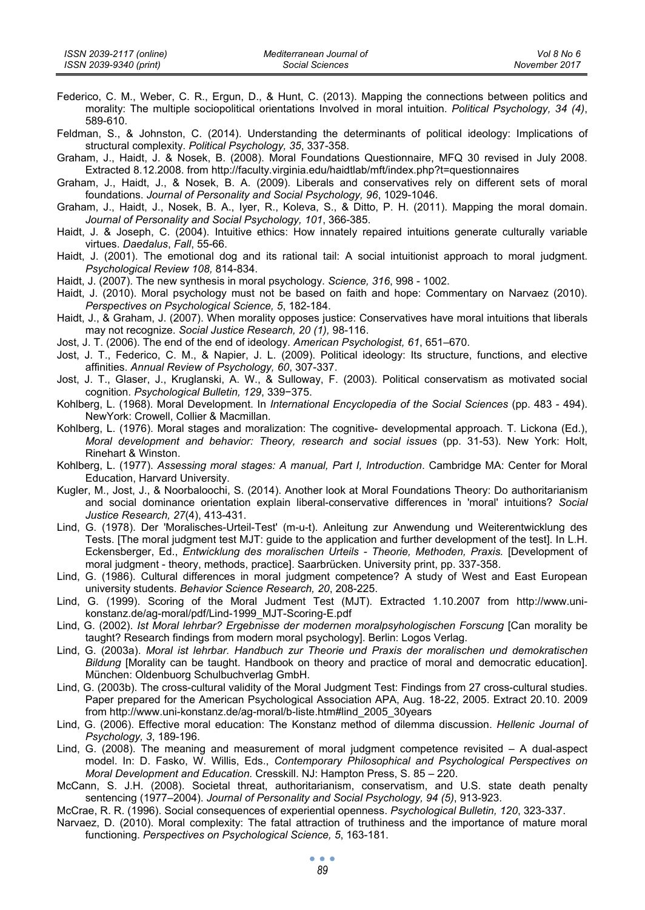Federico, C. M., Weber, C. R., Ergun, D., & Hunt, C. (2013). Mapping the connections between politics and morality: The multiple sociopolitical orientations Involved in moral intuition. *Political Psychology, 34 (4)*, 589-610.

Feldman, S., & Johnston, C. (2014). Understanding the determinants of political ideology: Implications of structural complexity. *Political Psychology, 35*, 337-358.

Graham, J., Haidt, J. & Nosek, B. (2008). Moral Foundations Questionnaire, MFQ 30 revised in July 2008. Extracted 8.12.2008. from http://faculty.virginia.edu/haidtlab/mft/index.php?t=questionnaires

Graham, J., Haidt, J., & Nosek, B. A. (2009). Liberals and conservatives rely on different sets of moral foundations. *Journal of Personality and Social Psychology, 96*, 1029-1046.

Graham, J., Haidt, J., Nosek, B. A., Iyer, R., Koleva, S., & Ditto, P. H. (2011). Mapping the moral domain. *Journal of Personality and Social Psychology, 101*, 366-385.

Haidt, J. & Joseph, C. (2004). Intuitive ethics: How innately repaired intuitions generate culturally variable virtues. *Daedalus*, *Fall*, 55-66.

Haidt, J. (2001). The emotional dog and its rational tail: A social intuitionist approach to moral judgment. *Psychological Review 108,* 814-834.

Haidt, J. (2007). The new synthesis in moral psychology. *Science, 316*, 998 - 1002.

Haidt, J. (2010). Moral psychology must not be based on faith and hope: Commentary on Narvaez (2010). *Perspectives on Psychological Science, 5*, 182-184.

Haidt, J., & Graham, J. (2007). When morality opposes justice: Conservatives have moral intuitions that liberals may not recognize. *Social Justice Research, 20 (1),* 98-116.

Jost, J. T. (2006). The end of the end of ideology. *American Psychologist, 61*, 651–670.

Jost, J. T., Federico, C. M., & Napier, J. L. (2009). Political ideology: Its structure, functions, and elective affinities. *Annual Review of Psychology, 60*, 307-337.

Jost, J. T., Glaser, J., Kruglanski, A. W., & Sulloway, F. (2003). Political conservatism as motivated social cognition. *Psychological Bulletin, 129*, 339−375.

Kohlberg, L. (1968). Moral Development. In *International Encyclopedia of the Social Sciences* (pp. 483 - 494). NewYork: Crowell, Collier & Macmillan.

Kohlberg, L. (1976). Moral stages and moralization: The cognitive- developmental approach. T. Lickona (Ed.), *Moral development and behavior: Theory, research and social issues* (pp. 31-53). New York: Holt, Rinehart & Winston.

Kohlberg, L. (1977). *Assessing moral stages: A manual, Part I, Introduction*. Cambridge MA: Center for Moral Education, Harvard University.

Kugler, M., Jost, J., & Noorbaloochi, S. (2014). Another look at Moral Foundations Theory: Do authoritarianism and social dominance orientation explain liberal-conservative differences in 'moral' intuitions? *Social Justice Research, 27*(4), 413-431.

Lind, G. (1978). Der 'Moralisches-Urteil-Test' (m-u-t). Anleitung zur Anwendung und Weiterentwicklung des Tests. [The moral judgment test MJT: guide to the application and further development of the test]. In L.H. Eckensberger, Ed., *Entwicklung des moralischen Urteils - Theorie, Methoden, Praxis.* [Development of moral judgment - theory, methods, practice]. Saarbrücken. University print, pp. 337-358.

Lind, G. (1986). Cultural differences in moral judgment competence? A study of West and East European university students. *Behavior Science Research, 20*, 208-225.

Lind, G. (1999). Scoring of the Moral Judment Test (MJT). Extracted 1.10.2007 from http://www.uni-konstanz.de/ag-moral/pdf/Lind-1999_MJT-Scoring-E.pdf

Lind, G. (2002). *Ist Moral lehrbar? Ergebnisse der modernen moralpsyhologischen Forscung* [Can morality be taught? Research findings from modern moral psychology]. Berlin: Logos Verlag.

Lind, G. (2003a). *Moral ist lehrbar. Handbuch zur Theorie und Praxis der moralischen und demokratischen Bildung* [Morality can be taught. Handbook on theory and practice of moral and democratic education]. München: Oldenbuorg Schulbuchverlag GmbH.

Lind, G. (2003b). The cross-cultural validity of the Moral Judgment Test: Findings from 27 cross-cultural studies. Paper prepared for the American Psychological Association APA, Aug. 18-22, 2005. Extract 20.10. 2009 from http://www.uni-konstanz.de/ag-moral/b-liste.htm#lind_2005_30years

Lind, G. (2006). Effective moral education: The Konstanz method of dilemma discussion. *Hellenic Journal of Psychology, 3*, 189-196.

Lind, G. (2008). The meaning and measurement of moral judgment competence revisited – A dual-aspect model. In: D. Fasko, W. Willis, Eds., *Contemporary Philosophical and Psychological Perspectives on Moral Development and Education.* Cresskill. NJ: Hampton Press, S. 85 – 220.

McCann, S. J.H. (2008). Societal threat, authoritarianism, conservatism, and U.S. state death penalty sentencing (1977–2004). *Journal of Personality and Social Psychology, 94 (5)*, 913-923.

McCrae, R. R. (1996). Social consequences of experiential openness. *Psychological Bulletin, 120*, 323-337.

Narvaez, D. (2010). Moral complexity: The fatal attraction of truthiness and the importance of mature moral functioning. *Perspectives on Psychological Science, 5*, 163-181.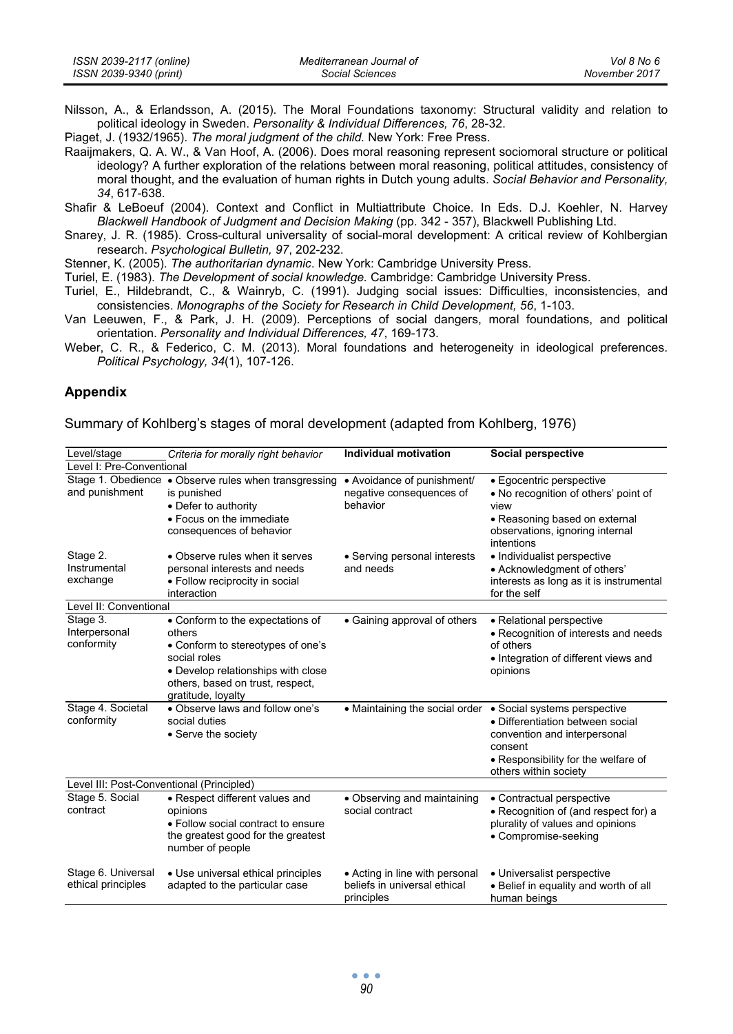Nilsson, A., & Erlandsson, A. (2015). The Moral Foundations taxonomy: Structural validity and relation to political ideology in Sweden. *Personality & Individual Differences, 76*, 28-32.

Piaget, J. (1932/1965). *The moral judgment of the child.* New York: Free Press.

Raaijmakers, Q. A. W., & Van Hoof, A. (2006). Does moral reasoning represent sociomoral structure or political ideology? A further exploration of the relations between moral reasoning, political attitudes, consistency of moral thought, and the evaluation of human rights in Dutch young adults. *Social Behavior and Personality, 34*, 617-638.

Shafir & LeBoeuf (2004). Context and Conflict in Multiattribute Choice. In Eds. D.J. Koehler, N. Harvey *Blackwell Handbook of Judgment and Decision Making* (pp. 342 - 357), Blackwell Publishing Ltd.

Snarey, J. R. (1985). Cross-cultural universality of social-moral development: A critical review of Kohlbergian research. *Psychological Bulletin, 97*, 202-232.

Stenner, K. (2005). *The authoritarian dynamic*. New York: Cambridge University Press.

Turiel, E. (1983). *The Development of social knowledge.* Cambridge: Cambridge University Press.

Turiel, E., Hildebrandt, C., & Wainryb, C. (1991). Judging social issues: Difficulties, inconsistencies, and consistencies. *Monographs of the Society for Research in Child Development, 56*, 1-103.

Van Leeuwen, F., & Park, J. H. (2009). Perceptions of social dangers, moral foundations, and political orientation. *Personality and Individual Differences, 47*, 169-173.

Weber, C. R., & Federico, C. M. (2013). Moral foundations and heterogeneity in ideological preferences. *Political Psychology, 34*(1), 107-126.

## Appendix

Summary of Kohlberg's stages of moral development (adapted from Kohlberg, 1976)

| Level/stage | *Criteria for morally right behavior* | **Individual motivation** | **Social perspective** |
|---|---|---|---|
| Level I: Pre-Conventional | | | |
| Stage 1. Obedience and punishment | • Observe rules when transgressing is punished<br>• Defer to authority<br>• Focus on the immediate consequences of behavior | • Avoidance of punishment/ negative consequences of behavior | • Egocentric perspective<br>• No recognition of others' point of view<br>• Reasoning based on external observations, ignoring internal intentions |
| Stage 2. Instrumental exchange | • Observe rules when it serves personal interests and needs<br>• Follow reciprocity in social interaction | • Serving personal interests and needs | • Individualist perspective<br>• Acknowledgment of others' interests as long as it is instrumental for the self |
| Level II: Conventional | | | |
| Stage 3. Interpersonal conformity | • Conform to the expectations of others<br>• Conform to stereotypes of one's social roles<br>• Develop relationships with close others, based on trust, respect, gratitude, loyalty | • Gaining approval of others | • Relational perspective<br>• Recognition of interests and needs of others<br>• Integration of different views and opinions |
| Stage 4. Societal conformity | • Observe laws and follow one's social duties<br>• Serve the society | • Maintaining the social order | • Social systems perspective<br>• Differentiation between social convention and interpersonal consent<br>• Responsibility for the welfare of others within society |
| Level III: Post-Conventional (Principled) | | | |
| Stage 5. Social contract | • Respect different values and opinions<br>• Follow social contract to ensure the greatest good for the greatest number of people | • Observing and maintaining social contract | • Contractual perspective<br>• Recognition of (and respect for) a plurality of values and opinions<br>• Compromise-seeking |
| Stage 6. Universal ethical principles | • Use universal ethical principles adapted to the particular case | • Acting in line with personal beliefs in universal ethical principles | • Universalist perspective<br>• Belief in equality and worth of all human beings |